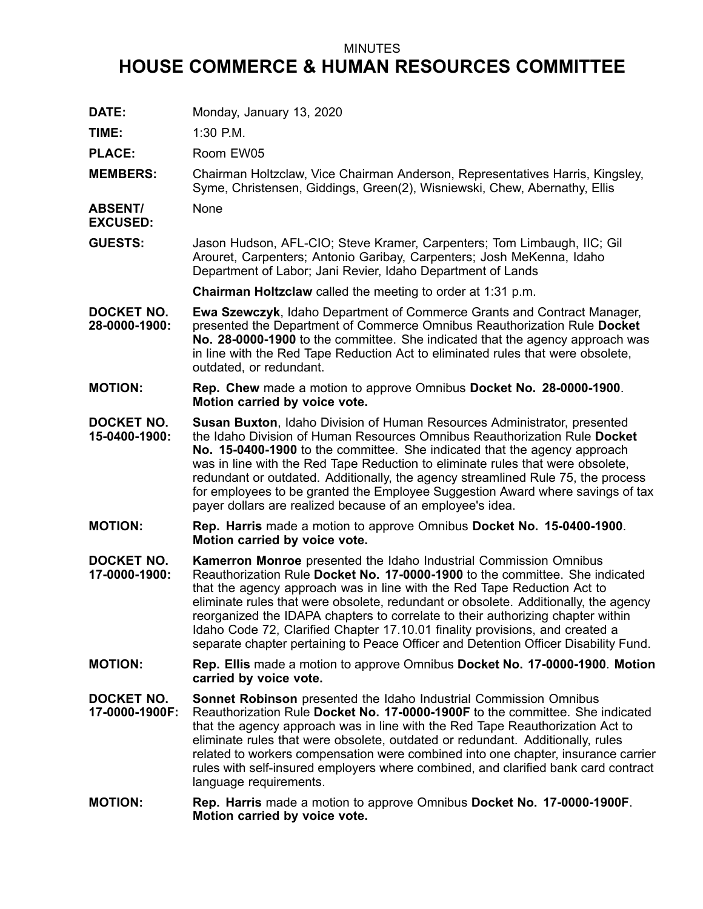MINUTES

# HOUSE COMMERCE & HUMAN RESOURCES COMMITTEE

**DATE:** Monday, January 13, 2020

**TIME:** 1:30 P.M.

**PLACE:** Room EW05

**MEMBERS:** Chairman Holtzclaw, Vice Chairman Anderson, Representatives Harris, Kingsley, Syme, Christensen, Giddings, Green(2), Wisniewski, Chew, Abernathy, Ellis

**ABSENT/ EXCUSED:** None

**GUESTS:** Jason Hudson, AFL-CIO; Steve Kramer, Carpenters; Tom Limbaugh, IIC; Gil Arouret, Carpenters; Antonio Garibay, Carpenters; Josh MeKenna, Idaho Department of Labor; Jani Revier, Idaho Department of Lands

**Chairman Holtzclaw** called the meeting to order at 1:31 p.m.

**DOCKET NO. 28-0000-1900:** **Ewa Szewczyk**, Idaho Department of Commerce Grants and Contract Manager, presented the Department of Commerce Omnibus Reauthorization Rule **Docket No. 28-0000-1900** to the committee. She indicated that the agency approach was in line with the Red Tape Reduction Act to eliminated rules that were obsolete, outdated, or redundant.

**MOTION:** **Rep. Chew** made a motion to approve Omnibus **Docket No. 28-0000-1900**. **Motion carried by voice vote.**

**DOCKET NO. 15-0400-1900:** **Susan Buxton**, Idaho Division of Human Resources Administrator, presented the Idaho Division of Human Resources Omnibus Reauthorization Rule **Docket No. 15-0400-1900** to the committee. She indicated that the agency approach was in line with the Red Tape Reduction to eliminate rules that were obsolete, redundant or outdated. Additionally, the agency streamlined Rule 75, the process for employees to be granted the Employee Suggestion Award where savings of tax payer dollars are realized because of an employee's idea.

**MOTION:** **Rep. Harris** made a motion to approve Omnibus **Docket No. 15-0400-1900**. **Motion carried by voice vote.**

**DOCKET NO. 17-0000-1900:** **Kamerron Monroe** presented the Idaho Industrial Commission Omnibus Reauthorization Rule **Docket No. 17-0000-1900** to the committee. She indicated that the agency approach was in line with the Red Tape Reduction Act to eliminate rules that were obsolete, redundant or obsolete. Additionally, the agency reorganized the IDAPA chapters to correlate to their authorizing chapter within Idaho Code 72, Clarified Chapter 17.10.01 finality provisions, and created a separate chapter pertaining to Peace Officer and Detention Officer Disability Fund.

**MOTION:** **Rep. Ellis** made a motion to approve Omnibus **Docket No. 17-0000-1900**. **Motion carried by voice vote.**

**DOCKET NO. 17-0000-1900F:** **Sonnet Robinson** presented the Idaho Industrial Commission Omnibus Reauthorization Rule **Docket No. 17-0000-1900F** to the committee. She indicated that the agency approach was in line with the Red Tape Reauthorization Act to eliminate rules that were obsolete, outdated or redundant. Additionally, rules related to workers compensation were combined into one chapter, insurance carrier rules with self-insured employers where combined, and clarified bank card contract language requirements.

**MOTION:** **Rep. Harris** made a motion to approve Omnibus **Docket No. 17-0000-1900F**. **Motion carried by voice vote.**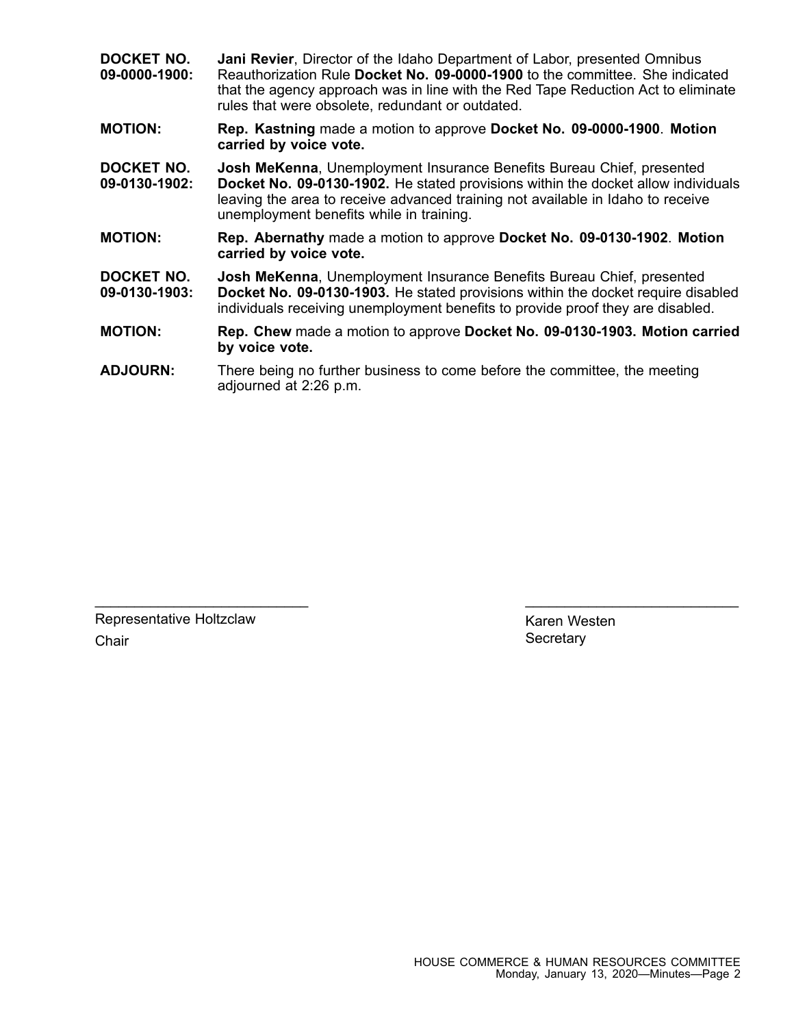**DOCKET NO. 09-0000-1900:** **Jani Revier**, Director of the Idaho Department of Labor, presented Omnibus Reauthorization Rule **Docket No. 09-0000-1900** to the committee. She indicated that the agency approach was in line with the Red Tape Reduction Act to eliminate rules that were obsolete, redundant or outdated.

**MOTION:** **Rep. Kastning** made a motion to approve **Docket No. 09-0000-1900**. **Motion carried by voice vote.**

**DOCKET NO. 09-0130-1902:** **Josh McKenna**, Unemployment Insurance Benefits Bureau Chief, presented **Docket No. 09-0130-1902.** He stated provisions within the docket allow individuals leaving the area to receive advanced training not available in Idaho to receive unemployment benefits while in training.

**MOTION:** **Rep. Abernathy** made a motion to approve **Docket No. 09-0130-1902**. **Motion carried by voice vote.**

**DOCKET NO. 09-0130-1903:** **Josh McKenna**, Unemployment Insurance Benefits Bureau Chief, presented **Docket No. 09-0130-1903.** He stated provisions within the docket require disabled individuals receiving unemployment benefits to provide proof they are disabled.

**MOTION:** **Rep. Chew** made a motion to approve **Docket No. 09-0130-1903. Motion carried by voice vote.**

**ADJOURN:** There being no further business to come before the committee, the meeting adjourned at 2:26 p.m.

___________________________
Representative Holtzclaw
Chair

___________________________
Karen Westen
Secretary